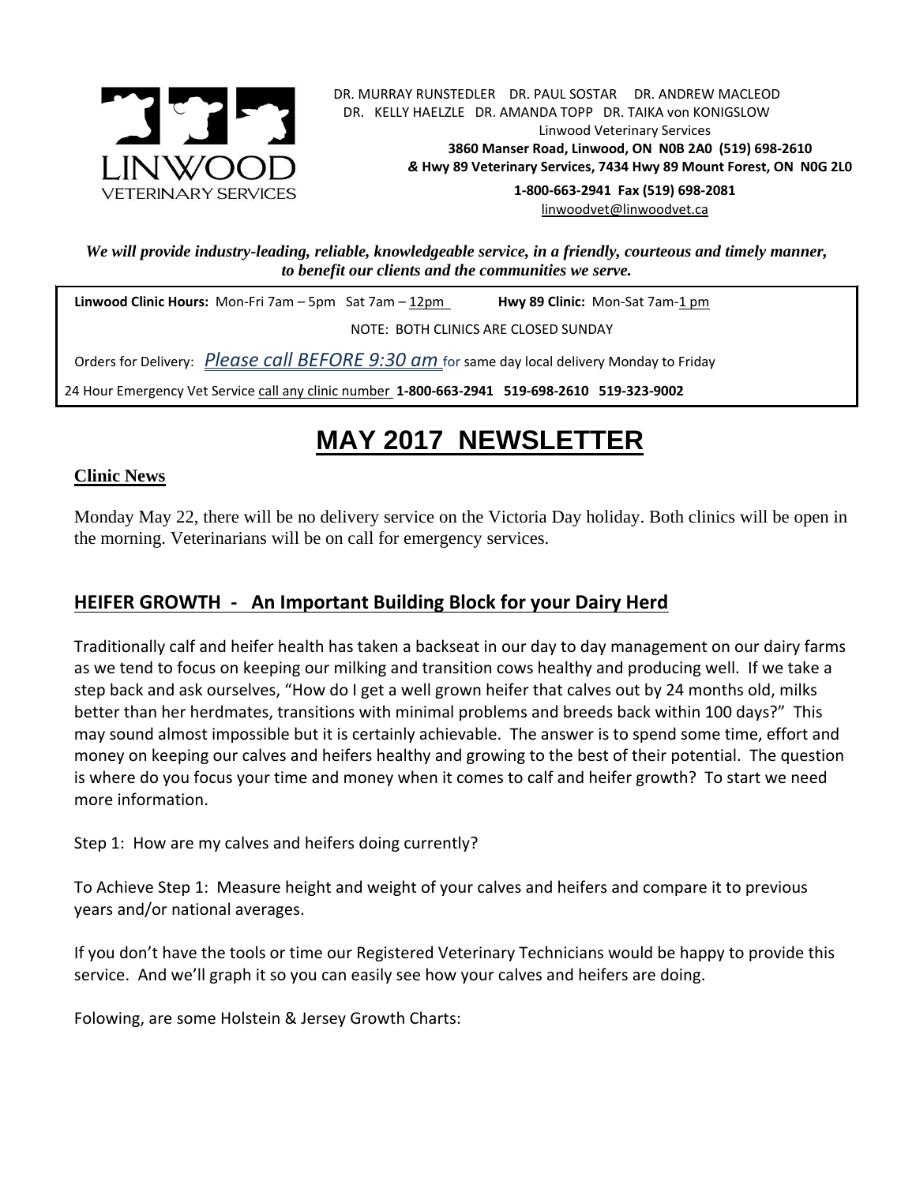DR. MURRAY RUNSTEDLER DR. PAUL SOSTAR DR. ANDREW MACLEOD
DR. KELLY HAELZLE DR. AMANDA TOPP DR. TAIKA von KONIGSLOW
Linwood Veterinary Services
**3860 Manser Road, Linwood, ON N0B 2A0 (519) 698-2610**
***&* Hwy 89 Veterinary Services, 7434 Hwy 89 Mount Forest, ON N0G 2L0**
**1-800-663-2941 Fax (519) 698-2081**
linwoodvet@linwoodvet.ca

***We will provide industry-leading, reliable, knowledgeable service, in a friendly, courteous and timely manner, to benefit our clients and the communities we serve.***

**Linwood Clinic Hours:** Mon-Fri 7am – 5pm Sat 7am – 12pm **Hwy 89 Clinic:** Mon-Sat 7am-1 pm

NOTE: BOTH CLINICS ARE CLOSED SUNDAY

Orders for Delivery: *Please call BEFORE 9:30 am* for same day local delivery Monday to Friday

24 Hour Emergency Vet Service call any clinic number **1-800-663-2941 519-698-2610 519-323-9002**

# MAY 2017 NEWSLETTER

## Clinic News

Monday May 22, there will be no delivery service on the Victoria Day holiday. Both clinics will be open in the morning. Veterinarians will be on call for emergency services.

## HEIFER GROWTH - An Important Building Block for your Dairy Herd

Traditionally calf and heifer health has taken a backseat in our day to day management on our dairy farms as we tend to focus on keeping our milking and transition cows healthy and producing well. If we take a step back and ask ourselves, "How do I get a well grown heifer that calves out by 24 months old, milks better than her herdmates, transitions with minimal problems and breeds back within 100 days?" This may sound almost impossible but it is certainly achievable. The answer is to spend some time, effort and money on keeping our calves and heifers healthy and growing to the best of their potential. The question is where do you focus your time and money when it comes to calf and heifer growth? To start we need more information.

Step 1: How are my calves and heifers doing currently?

To Achieve Step 1: Measure height and weight of your calves and heifers and compare it to previous years and/or national averages.

If you don't have the tools or time our Registered Veterinary Technicians would be happy to provide this service. And we'll graph it so you can easily see how your calves and heifers are doing.

Folowing, are some Holstein & Jersey Growth Charts: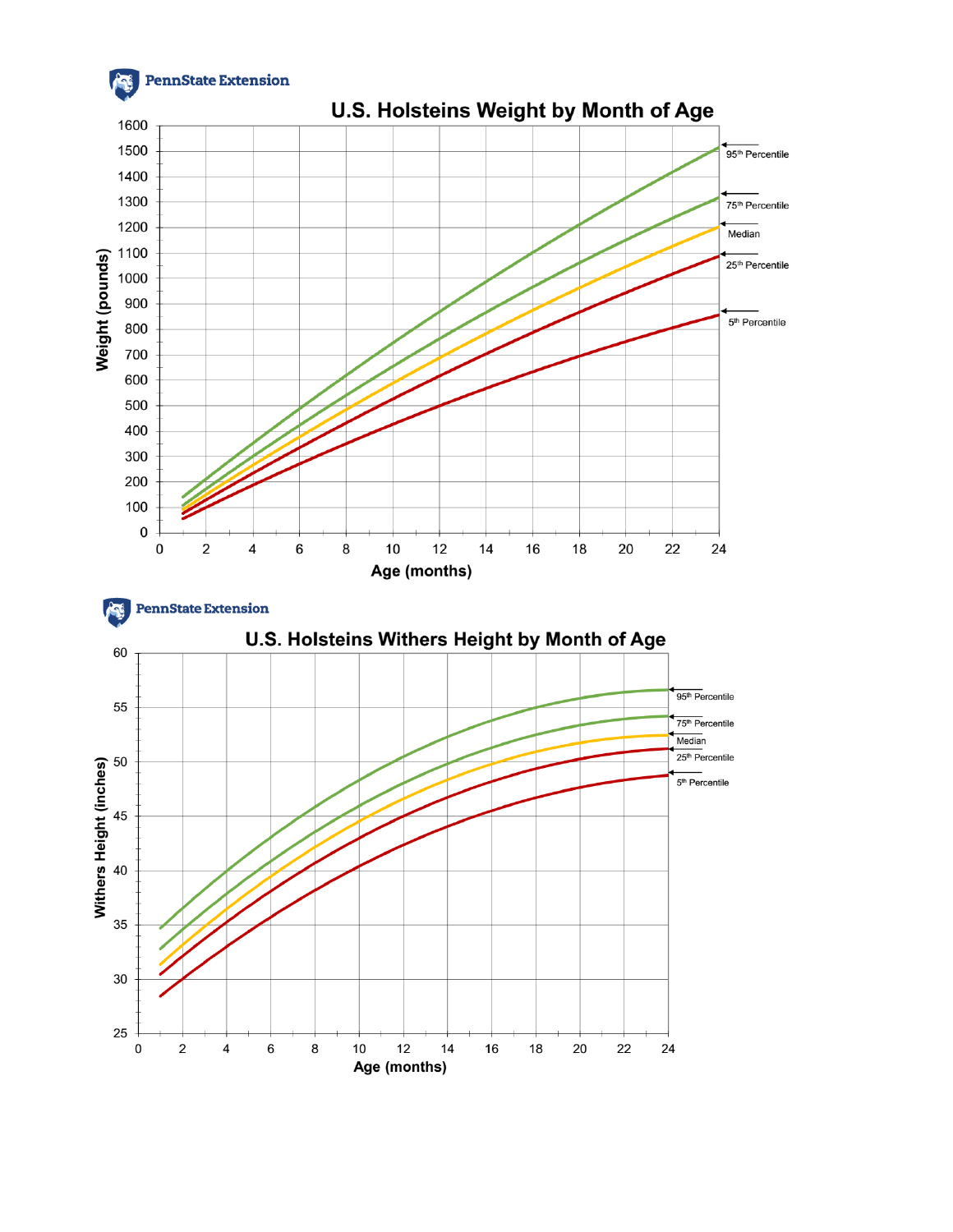PennState Extension

## U.S. Holsteins Weight by Month of Age

Weight (pounds)

1600
1500
1400
1300
1200
1100
1000
900
800
700
600
500
400
300
200
100
0

0 2 4 6 8 10 12 14 16 18 20 22 24

Age (months)

95th Percentile
75th Percentile
Median
25th Percentile
5th Percentile

PennState Extension

## U.S. Holsteins Withers Height by Month of Age

Withers Height (inches)

60
55
50
45
40
35
30
25

0 2 4 6 8 10 12 14 16 18 20 22 24

Age (months)

95th Percentile
75th Percentile
Median
25th Percentile
5th Percentile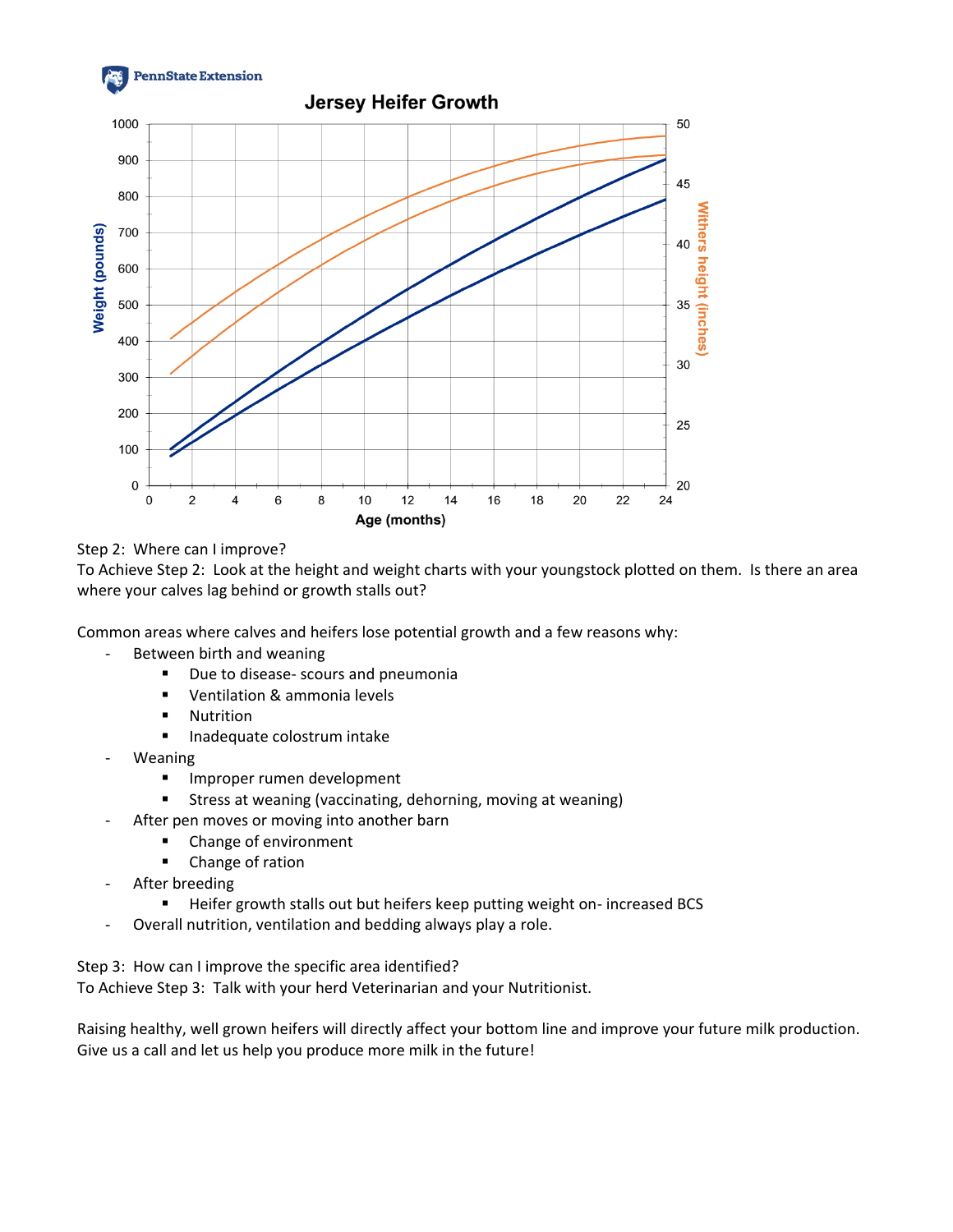PennState Extension

Jersey Heifer Growth

Weight (pounds)

1000
900
800
700
600
500
400
300
200
100
0

Withers height (inches)

50
45
40
35
30
25
20

0 2 4 6 8 10 12 14 16 18 20 22 24

Age (months)

Step 2: Where can I improve?

To Achieve Step 2: Look at the height and weight charts with your youngstock plotted on them. Is there an area where your calves lag behind or growth stalls out?

Common areas where calves and heifers lose potential growth and a few reasons why:

- Between birth and weaning
  - Due to disease- scours and pneumonia
  - Ventilation & ammonia levels
  - Nutrition
  - Inadequate colostrum intake
- Weaning
  - Improper rumen development
  - Stress at weaning (vaccinating, dehorning, moving at weaning)
- After pen moves or moving into another barn
  - Change of environment
  - Change of ration
- After breeding
  - Heifer growth stalls out but heifers keep putting weight on- increased BCS
- Overall nutrition, ventilation and bedding always play a role.

Step 3: How can I improve the specific area identified?

To Achieve Step 3: Talk with your herd Veterinarian and your Nutritionist.

Raising healthy, well grown heifers will directly affect your bottom line and improve your future milk production. Give us a call and let us help you produce more milk in the future!